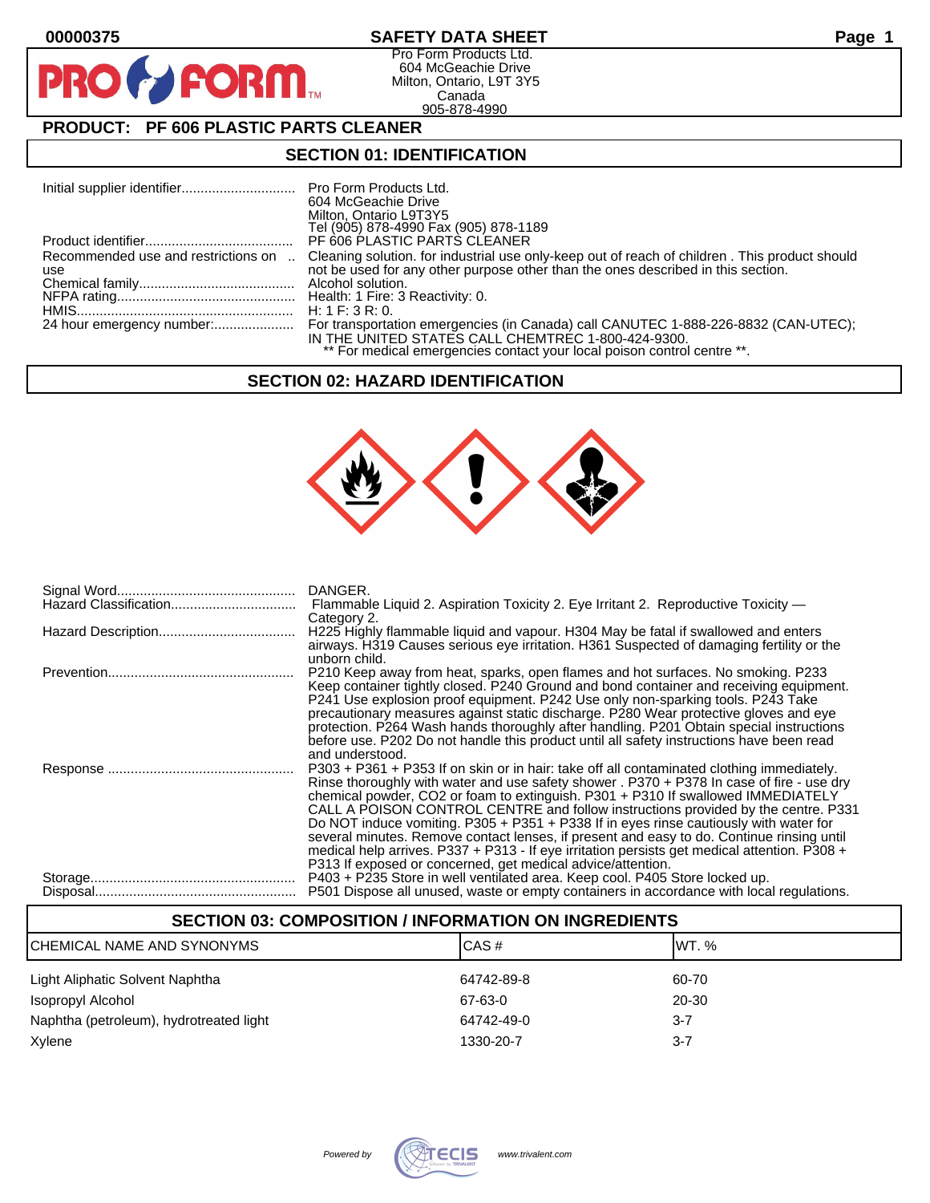00000375

# SAFETY DATA SHEET

Pro Form Products Ltd.
604 McGeachie Drive
Milton, Ontario, L9T 3Y5
Canada
905-878-4990

## PRODUCT: PF 606 PLASTIC PARTS CLEANER

## SECTION 01: IDENTIFICATION

| | |
|---|---|
| Initial supplier identifier | Pro Form Products Ltd. 604 McGeachie Drive Milton, Ontario L9T3Y5 Tel (905) 878-4990 Fax (905) 878-1189 |
| Product identifier | PF 606 PLASTIC PARTS CLEANER |
| Recommended use and restrictions on use | Cleaning solution. for industrial use only-keep out of reach of children . This product should not be used for any other purpose other than the ones described in this section. |
| Chemical family | Alcohol solution. |
| NFPA rating | Health: 1 Fire: 3 Reactivity: 0. |
| HMIS | H: 1 F: 3 R: 0. |
| 24 hour emergency number: | For transportation emergencies (in Canada) call CANUTEC 1-888-226-8832 (CAN-UTEC); IN THE UNITED STATES CALL CHEMTREC 1-800-424-9300. ** For medical emergencies contact your local poison control centre **. |

## SECTION 02: HAZARD IDENTIFICATION

| | |
|---|---|
| Signal Word | DANGER. |
| Hazard Classification | Flammable Liquid 2. Aspiration Toxicity 2. Eye Irritant 2. Reproductive Toxicity — Category 2. |
| Hazard Description | H225 Highly flammable liquid and vapour. H304 May be fatal if swallowed and enters airways. H319 Causes serious eye irritation. H361 Suspected of damaging fertility or the unborn child. |
| Prevention | P210 Keep away from heat, sparks, open flames and hot surfaces. No smoking. P233 Keep container tightly closed. P240 Ground and bond container and receiving equipment. P241 Use explosion proof equipment. P242 Use only non-sparking tools. P243 Take precautionary measures against static discharge. P280 Wear protective gloves and eye protection. P264 Wash hands thoroughly after handling. P201 Obtain special instructions before use. P202 Do not handle this product until all safety instructions have been read and understood. |
| Response | P303 + P361 + P353 If on skin or in hair: take off all contaminated clothing immediately. Rinse thoroughly with water and use safety shower . P370 + P378 In case of fire - use dry chemical powder, CO2 or foam to extinguish. P301 + P310 If swallowed IMMEDIATELY CALL A POISON CONTROL CENTRE and follow instructions provided by the centre. P331 Do NOT induce vomiting. P305 + P351 + P338 If in eyes rinse cautiously with water for several minutes. Remove contact lenses, if present and easy to do. Continue rinsing until medical help arrives. P337 + P313 - If eye irritation persists get medical attention. P308 + P313 If exposed or concerned, get medical advice/attention. |
| Storage | P403 + P235 Store in well ventilated area. Keep cool. P405 Store locked up. |
| Disposal | P501 Dispose all unused, waste or empty containers in accordance with local regulations. |

## SECTION 03: COMPOSITION / INFORMATION ON INGREDIENTS

| CHEMICAL NAME AND SYNONYMS | CAS # | WT. % |
|---|---|---|
| Light Aliphatic Solvent Naphtha | 64742-89-8 | 60-70 |
| Isopropyl Alcohol | 67-63-0 | 20-30 |
| Naphtha (petroleum), hydrotreated light | 64742-49-0 | 3-7 |
| Xylene | 1330-20-7 | 3-7 |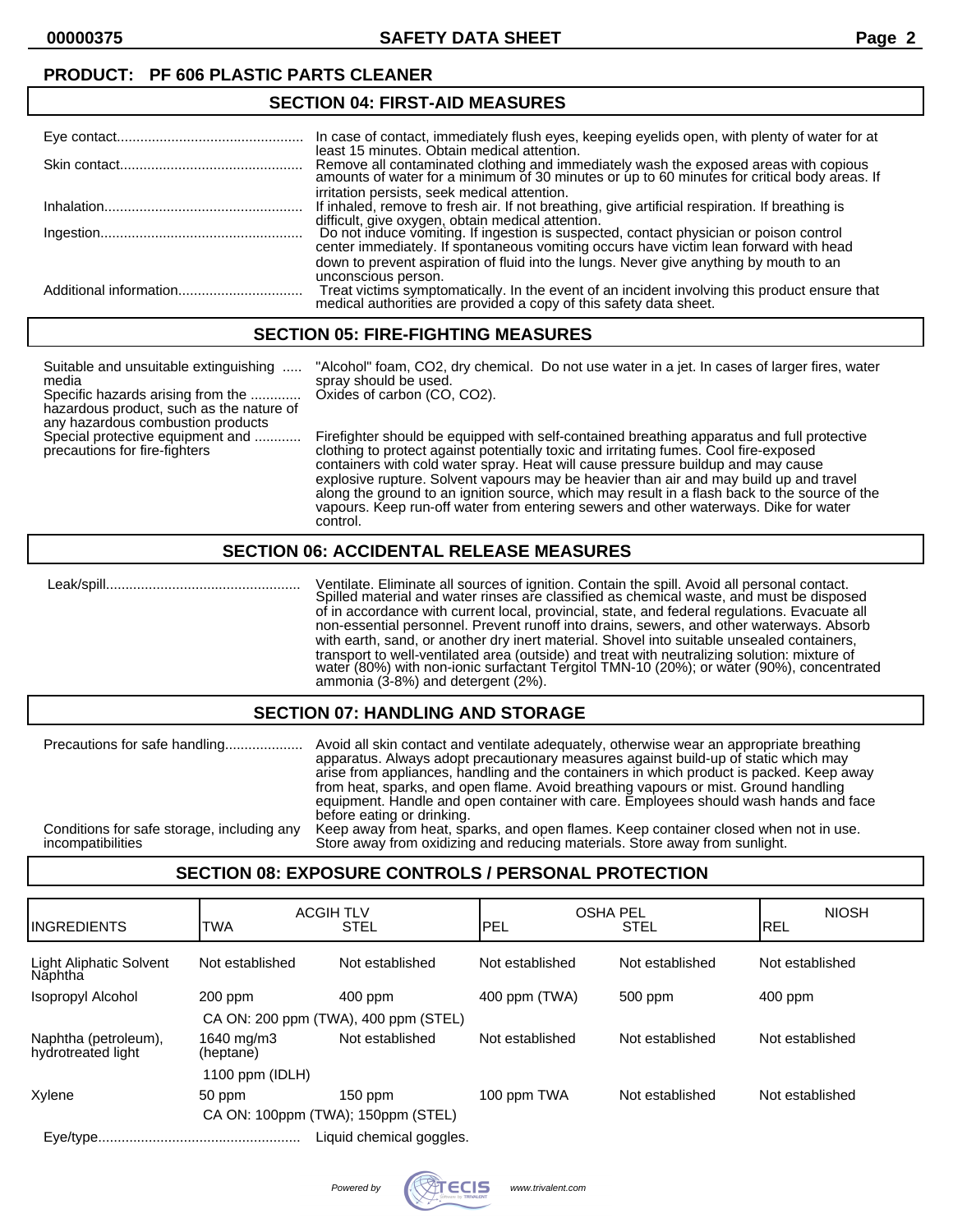**PRODUCT: PF 606 PLASTIC PARTS CLEANER**

## SECTION 04: FIRST-AID MEASURES

| | |
|---|---|
| Eye contact | In case of contact, immediately flush eyes, keeping eyelids open, with plenty of water for at least 15 minutes. Obtain medical attention. |
| Skin contact | Remove all contaminated clothing and immediately wash the exposed areas with copious amounts of water for a minimum of 30 minutes or up to 60 minutes for critical body areas. If irritation persists, seek medical attention. |
| Inhalation | If inhaled, remove to fresh air. If not breathing, give artificial respiration. If breathing is difficult, give oxygen, obtain medical attention. |
| Ingestion | Do not induce vomiting. If ingestion is suspected, contact physician or poison control center immediately. If spontaneous vomiting occurs have victim lean forward with head down to prevent aspiration of fluid into the lungs. Never give anything by mouth to an unconscious person. |
| Additional information | Treat victims symptomatically. In the event of an incident involving this product ensure that medical authorities are provided a copy of this safety data sheet. |

## SECTION 05: FIRE-FIGHTING MEASURES

| | |
|---|---|
| Suitable and unsuitable extinguishing media | "Alcohol" foam, CO2, dry chemical. Do not use water in a jet. In cases of larger fires, water spray should be used. |
| Specific hazards arising from the hazardous product, such as the nature of any hazardous combustion products | Oxides of carbon (CO, CO2). |
| Special protective equipment and precautions for fire-fighters | Firefighter should be equipped with self-contained breathing apparatus and full protective clothing to protect against potentially toxic and irritating fumes. Cool fire-exposed containers with cold water spray. Heat will cause pressure buildup and may cause explosive rupture. Solvent vapours may be heavier than air and may build up and travel along the ground to an ignition source, which may result in a flash back to the source of the vapours. Keep run-off water from entering sewers and other waterways. Dike for water control. |

## SECTION 06: ACCIDENTAL RELEASE MEASURES

| | |
|---|---|
| Leak/spill | Ventilate. Eliminate all sources of ignition. Contain the spill. Avoid all personal contact. Spilled material and water rinses are classified as chemical waste, and must be disposed of in accordance with current local, provincial, state, and federal regulations. Evacuate all non-essential personnel. Prevent runoff into drains, sewers, and other waterways. Absorb with earth, sand, or another dry inert material. Shovel into suitable unsealed containers, transport to well-ventilated area (outside) and treat with neutralizing solution: mixture of water (80%) with non-ionic surfactant Tergitol TMN-10 (20%); or water (90%), concentrated ammonia (3-8%) and detergent (2%). |

## SECTION 07: HANDLING AND STORAGE

| | |
|---|---|
| Precautions for safe handling | Avoid all skin contact and ventilate adequately, otherwise wear an appropriate breathing apparatus. Always adopt precautionary measures against build-up of static which may arise from appliances, handling and the containers in which product is packed. Keep away from heat, sparks, and open flame. Avoid breathing vapours or mist. Ground handling equipment. Handle and open container with care. Employees should wash hands and face before eating or drinking. |
| Conditions for safe storage, including any incompatibilities | Keep away from heat, sparks, and open flames. Keep container closed when not in use. Store away from oxidizing and reducing materials. Store away from sunlight. |

## SECTION 08: EXPOSURE CONTROLS / PERSONAL PROTECTION

| INGREDIENTS | ACGIH TLV TWA | ACGIH TLV STEL | OSHA PEL PEL | OSHA PEL STEL | NIOSH REL |
|---|---|---|---|---|---|
| Light Aliphatic Solvent Naphtha | Not established | Not established | Not established | Not established | Not established |
| Isopropyl Alcohol | 200 ppm | 400 ppm | 400 ppm (TWA) | 500 ppm | 400 ppm |
| | CA ON: 200 ppm (TWA), 400 ppm (STEL) | | | | |
| Naphtha (petroleum), hydrotreated light | 1640 mg/m3 (heptane) | Not established | Not established | Not established | Not established |
| | 1100 ppm (IDLH) | | | | |
| Xylene | 50 ppm | 150 ppm | 100 ppm TWA | Not established | Not established |
| | CA ON: 100ppm (TWA); 150ppm (STEL) | | | | |

| | |
|---|---|
| Eye/type | Liquid chemical goggles. |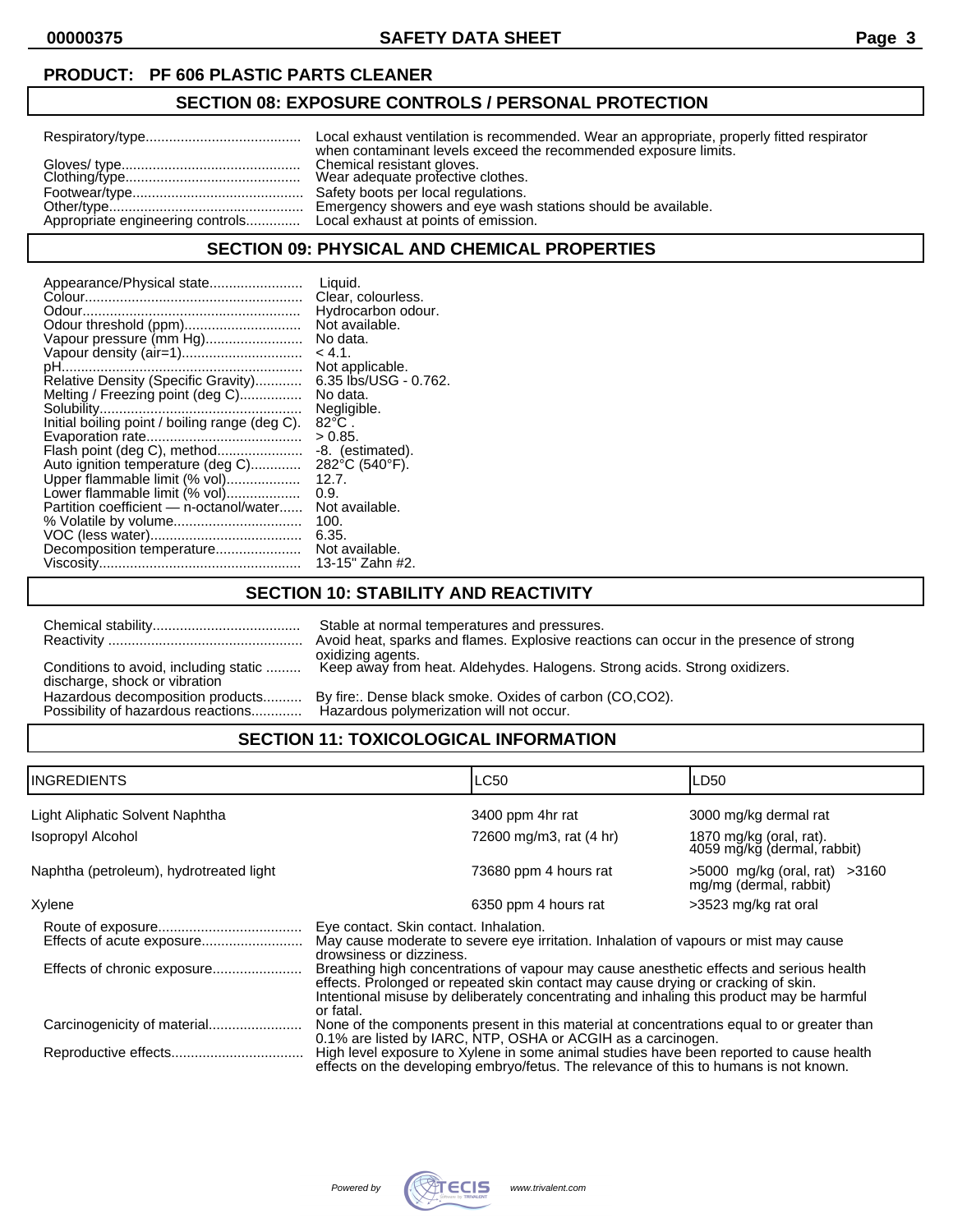**PRODUCT: PF 606 PLASTIC PARTS CLEANER**

## SECTION 08: EXPOSURE CONTROLS / PERSONAL PROTECTION

| | |
|---|---|
| Respiratory/type | Local exhaust ventilation is recommended. Wear an appropriate, properly fitted respirator when contaminant levels exceed the recommended exposure limits. |
| Gloves/ type | Chemical resistant gloves. |
| Clothing/type | Wear adequate protective clothes. |
| Footwear/type | Safety boots per local regulations. |
| Other/type | Emergency showers and eye wash stations should be available. |
| Appropriate engineering controls | Local exhaust at points of emission. |

## SECTION 09: PHYSICAL AND CHEMICAL PROPERTIES

| | |
|---|---|
| Appearance/Physical state | Liquid. |
| Colour | Clear, colourless. |
| Odour | Hydrocarbon odour. |
| Odour threshold (ppm) | Not available. |
| Vapour pressure (mm Hg) | No data. |
| Vapour density (air=1) | < 4.1. |
| pH | Not applicable. |
| Relative Density (Specific Gravity) | 6.35 lbs/USG - 0.762. |
| Melting / Freezing point (deg C) | No data. |
| Solubility | Negligible. |
| Initial boiling point / boiling range (deg C). | 82°C . |
| Evaporation rate | > 0.85. |
| Flash point (deg C), method | -8. (estimated). |
| Auto ignition temperature (deg C) | 282°C (540°F). |
| Upper flammable limit (% vol) | 12.7. |
| Lower flammable limit (% vol) | 0.9. |
| Partition coefficient — n-octanol/water | Not available. |
| % Volatile by volume | 100. |
| VOC (less water) | 6.35. |
| Decomposition temperature | Not available. |
| Viscosity | 13-15" Zahn #2. |

## SECTION 10: STABILITY AND REACTIVITY

| | |
|---|---|
| Chemical stability | Stable at normal temperatures and pressures. |
| Reactivity | Avoid heat, sparks and flames. Explosive reactions can occur in the presence of strong oxidizing agents. |
| Conditions to avoid, including static discharge, shock or vibration | Keep away from heat. Aldehydes. Halogens. Strong acids. Strong oxidizers. |
| Hazardous decomposition products | By fire:. Dense black smoke. Oxides of carbon (CO,CO2). |
| Possibility of hazardous reactions | Hazardous polymerization will not occur. |

## SECTION 11: TOXICOLOGICAL INFORMATION

| INGREDIENTS | LC50 | LD50 |
|---|---|---|
| Light Aliphatic Solvent Naphtha | 3400 ppm 4hr rat | 3000 mg/kg dermal rat |
| Isopropyl Alcohol | 72600 mg/m3, rat (4 hr) | 1870 mg/kg (oral, rat). 4059 mg/kg (dermal, rabbit) |
| Naphtha (petroleum), hydrotreated light | 73680 ppm 4 hours rat | >5000 mg/kg (oral, rat) >3160 mg/mg (dermal, rabbit) |
| Xylene | 6350 ppm 4 hours rat | >3523 mg/kg rat oral |

| | |
|---|---|
| Route of exposure | Eye contact. Skin contact. Inhalation. |
| Effects of acute exposure | May cause moderate to severe eye irritation. Inhalation of vapours or mist may cause drowsiness or dizziness. |
| Effects of chronic exposure | Breathing high concentrations of vapour may cause anesthetic effects and serious health effects. Prolonged or repeated skin contact may cause drying or cracking of skin. Intentional misuse by deliberately concentrating and inhaling this product may be harmful or fatal. |
| Carcinogenicity of material | None of the components present in this material at concentrations equal to or greater than 0.1% are listed by IARC, NTP, OSHA or ACGIH as a carcinogen. |
| Reproductive effects | High level exposure to Xylene in some animal studies have been reported to cause health effects on the developing embryo/fetus. The relevance of this to humans is not known. |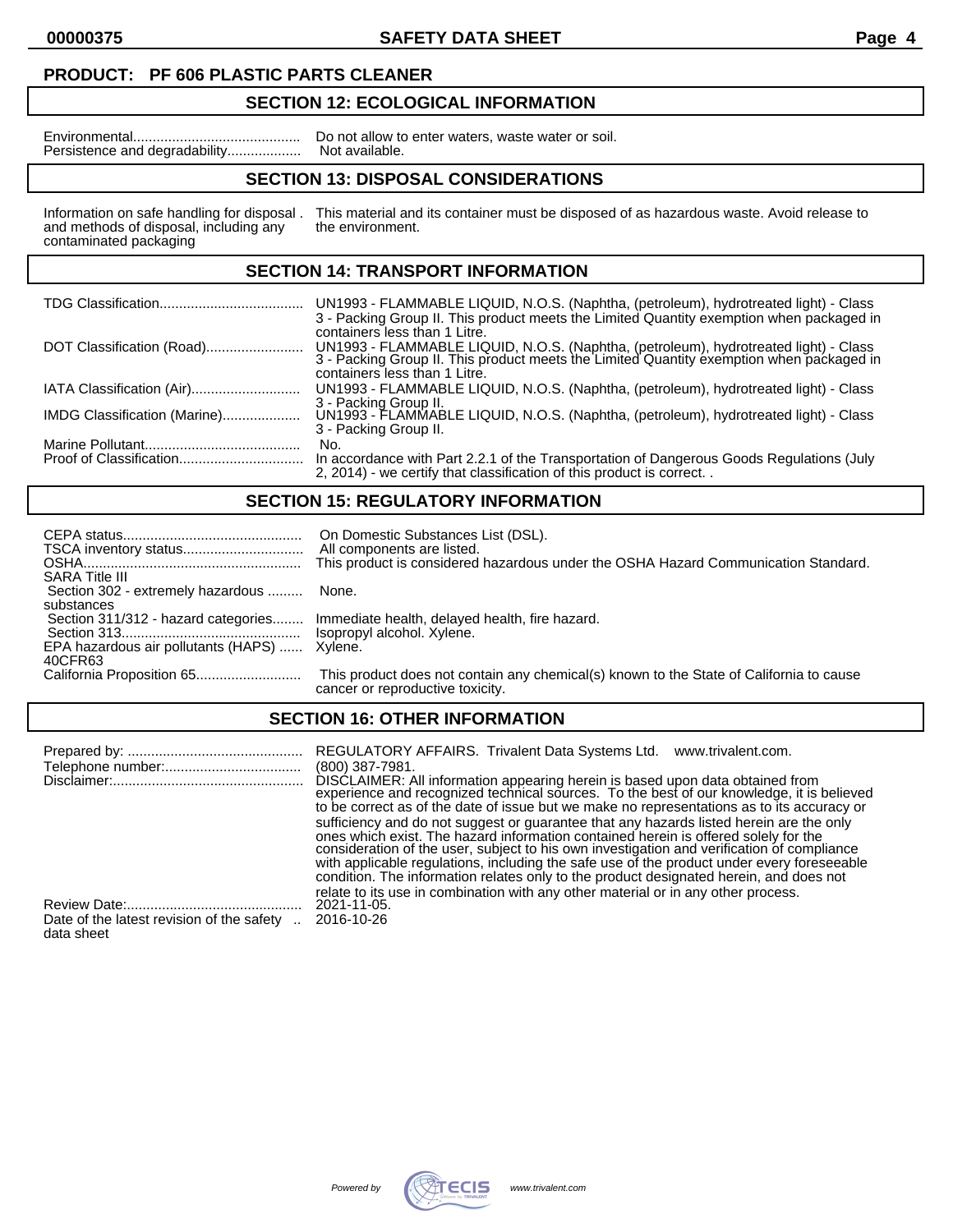**PRODUCT: PF 606 PLASTIC PARTS CLEANER**

## SECTION 12: ECOLOGICAL INFORMATION

| | |
|---|---|
| Environmental | Do not allow to enter waters, waste water or soil. |
| Persistence and degradability | Not available. |

## SECTION 13: DISPOSAL CONSIDERATIONS

| | |
|---|---|
| Information on safe handling for disposal and methods of disposal, including any contaminated packaging | This material and its container must be disposed of as hazardous waste. Avoid release to the environment. |

## SECTION 14: TRANSPORT INFORMATION

| | |
|---|---|
| TDG Classification | UN1993 - FLAMMABLE LIQUID, N.O.S. (Naphtha, (petroleum), hydrotreated light) - Class 3 - Packing Group II. This product meets the Limited Quantity exemption when packaged in containers less than 1 Litre. |
| DOT Classification (Road) | UN1993 - FLAMMABLE LIQUID, N.O.S. (Naphtha, (petroleum), hydrotreated light) - Class 3 - Packing Group II. This product meets the Limited Quantity exemption when packaged in containers less than 1 Litre. |
| IATA Classification (Air) | UN1993 - FLAMMABLE LIQUID, N.O.S. (Naphtha, (petroleum), hydrotreated light) - Class 3 - Packing Group II. |
| IMDG Classification (Marine) | UN1993 - FLAMMABLE LIQUID, N.O.S. (Naphtha, (petroleum), hydrotreated light) - Class 3 - Packing Group II. |
| Marine Pollutant | No. |
| Proof of Classification | In accordance with Part 2.2.1 of the Transportation of Dangerous Goods Regulations (July 2, 2014) - we certify that classification of this product is correct. . |

## SECTION 15: REGULATORY INFORMATION

| | |
|---|---|
| CEPA status | On Domestic Substances List (DSL). |
| TSCA inventory status | All components are listed. |
| OSHA | This product is considered hazardous under the OSHA Hazard Communication Standard. |
| SARA Title III | |
| Section 302 - extremely hazardous substances | None. |
| Section 311/312 - hazard categories | Immediate health, delayed health, fire hazard. |
| Section 313 | Isopropyl alcohol. Xylene. |
| EPA hazardous air pollutants (HAPS) 40CFR63 | Xylene. |
| California Proposition 65 | This product does not contain any chemical(s) known to the State of California to cause cancer or reproductive toxicity. |

## SECTION 16: OTHER INFORMATION

| | |
|---|---|
| Prepared by: | REGULATORY AFFAIRS. Trivalent Data Systems Ltd. www.trivalent.com. |
| Telephone number: | (800) 387-7981. |
| Disclaimer: | DISCLAIMER: All information appearing herein is based upon data obtained from experience and recognized technical sources. To the best of our knowledge, it is believed to be correct as of the date of issue but we make no representations as to its accuracy or sufficiency and do not suggest or guarantee that any hazards listed herein are the only ones which exist. The hazard information contained herein is offered solely for the consideration of the user, subject to his own investigation and verification of compliance with applicable regulations, including the safe use of the product under every foreseeable condition. The information relates only to the product designated herein, and does not relate to its use in combination with any other material or in any other process. |
| Review Date: | 2021-11-05. |
| Date of the latest revision of the safety data sheet | 2016-10-26 |